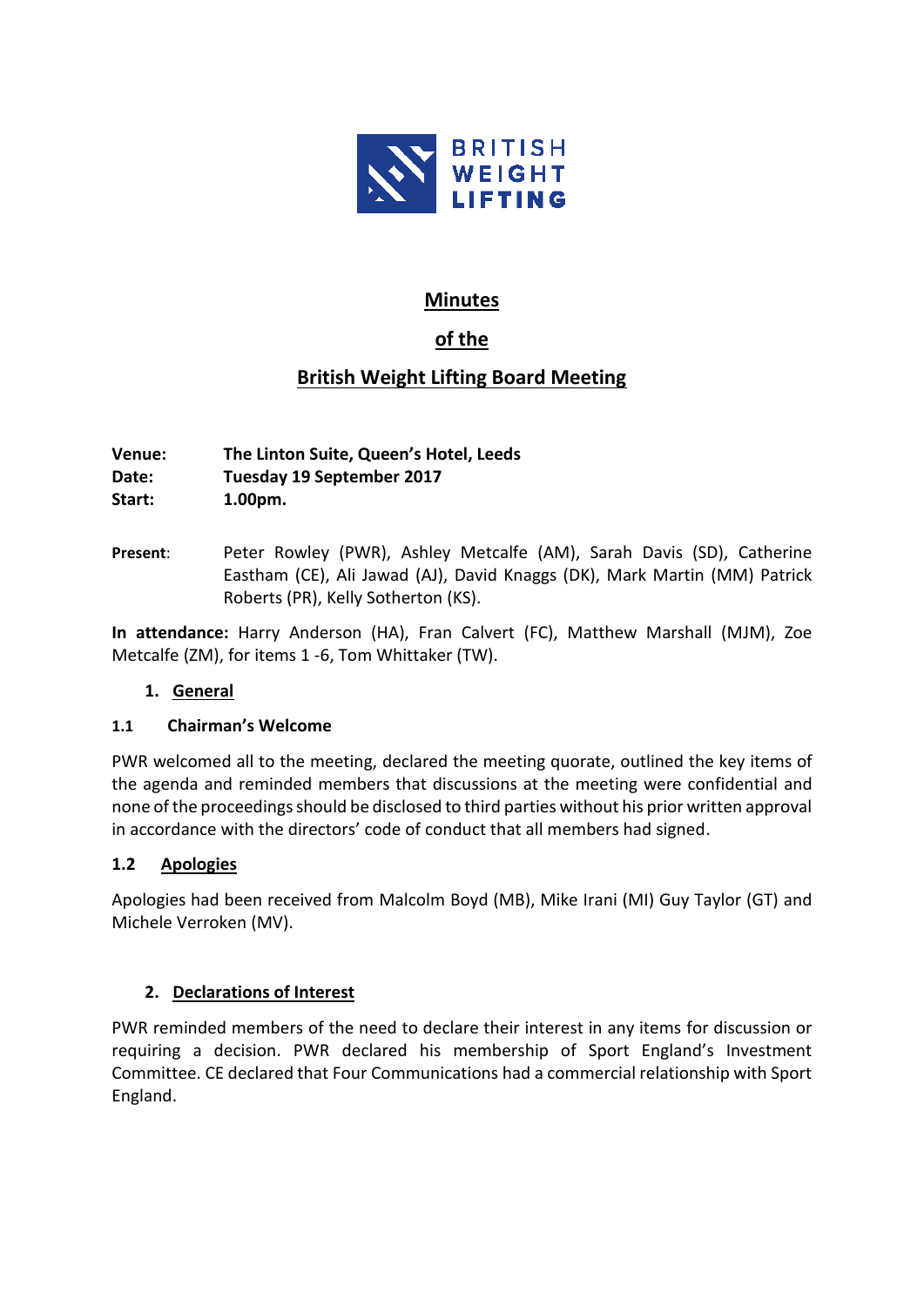# Minutes

# of the

# British Weight Lifting Board Meeting

**Venue:** **The Linton Suite, Queen's Hotel, Leeds**
**Date:** **Tuesday 19 September 2017**
**Start:** **1.00pm.**

**Present**: Peter Rowley (PWR), Ashley Metcalfe (AM), Sarah Davis (SD), Catherine Eastham (CE), Ali Jawad (AJ), David Knaggs (DK), Mark Martin (MM) Patrick Roberts (PR), Kelly Sotherton (KS).

**In attendance:** Harry Anderson (HA), Fran Calvert (FC), Matthew Marshall (MJM), Zoe Metcalfe (ZM), for items 1 -6, Tom Whittaker (TW).

## 1. General

### 1.1 Chairman's Welcome

PWR welcomed all to the meeting, declared the meeting quorate, outlined the key items of the agenda and reminded members that discussions at the meeting were confidential and none of the proceedings should be disclosed to third parties without his prior written approval in accordance with the directors' code of conduct that all members had signed.

### 1.2 Apologies

Apologies had been received from Malcolm Boyd (MB), Mike Irani (MI) Guy Taylor (GT) and Michele Verroken (MV).

## 2. Declarations of Interest

PWR reminded members of the need to declare their interest in any items for discussion or requiring a decision. PWR declared his membership of Sport England's Investment Committee. CE declared that Four Communications had a commercial relationship with Sport England.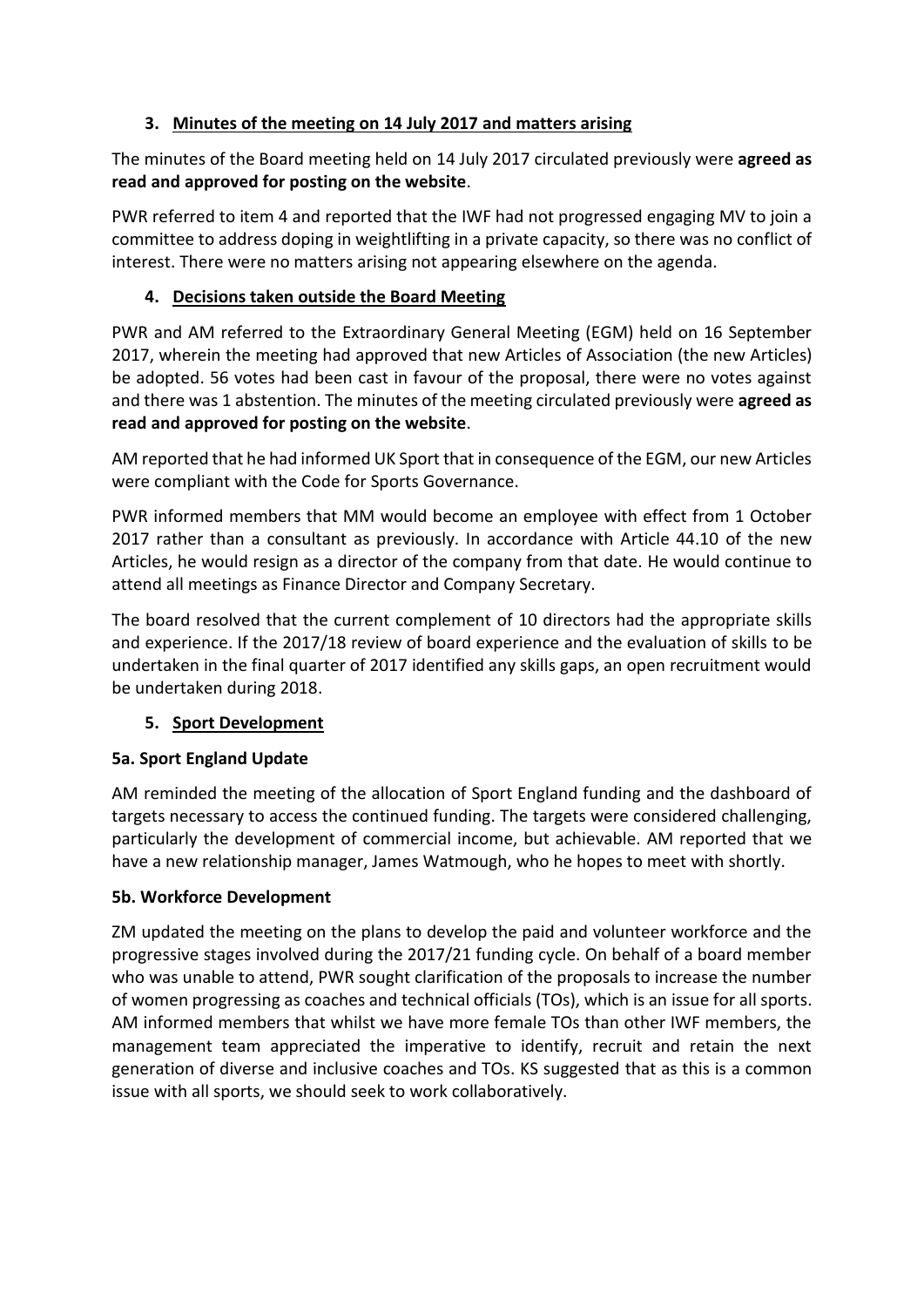## 3. Minutes of the meeting on 14 July 2017 and matters arising

The minutes of the Board meeting held on 14 July 2017 circulated previously were **agreed as read and approved for posting on the website**.

PWR referred to item 4 and reported that the IWF had not progressed engaging MV to join a committee to address doping in weightlifting in a private capacity, so there was no conflict of interest. There were no matters arising not appearing elsewhere on the agenda.

## 4. Decisions taken outside the Board Meeting

PWR and AM referred to the Extraordinary General Meeting (EGM) held on 16 September 2017, wherein the meeting had approved that new Articles of Association (the new Articles) be adopted. 56 votes had been cast in favour of the proposal, there were no votes against and there was 1 abstention. The minutes of the meeting circulated previously were **agreed as read and approved for posting on the website**.

AM reported that he had informed UK Sport that in consequence of the EGM, our new Articles were compliant with the Code for Sports Governance.

PWR informed members that MM would become an employee with effect from 1 October 2017 rather than a consultant as previously. In accordance with Article 44.10 of the new Articles, he would resign as a director of the company from that date. He would continue to attend all meetings as Finance Director and Company Secretary.

The board resolved that the current complement of 10 directors had the appropriate skills and experience. If the 2017/18 review of board experience and the evaluation of skills to be undertaken in the final quarter of 2017 identified any skills gaps, an open recruitment would be undertaken during 2018.

## 5. Sport Development

### 5a. Sport England Update

AM reminded the meeting of the allocation of Sport England funding and the dashboard of targets necessary to access the continued funding. The targets were considered challenging, particularly the development of commercial income, but achievable. AM reported that we have a new relationship manager, James Watmough, who he hopes to meet with shortly.

### 5b. Workforce Development

ZM updated the meeting on the plans to develop the paid and volunteer workforce and the progressive stages involved during the 2017/21 funding cycle. On behalf of a board member who was unable to attend, PWR sought clarification of the proposals to increase the number of women progressing as coaches and technical officials (TOs), which is an issue for all sports. AM informed members that whilst we have more female TOs than other IWF members, the management team appreciated the imperative to identify, recruit and retain the next generation of diverse and inclusive coaches and TOs. KS suggested that as this is a common issue with all sports, we should seek to work collaboratively.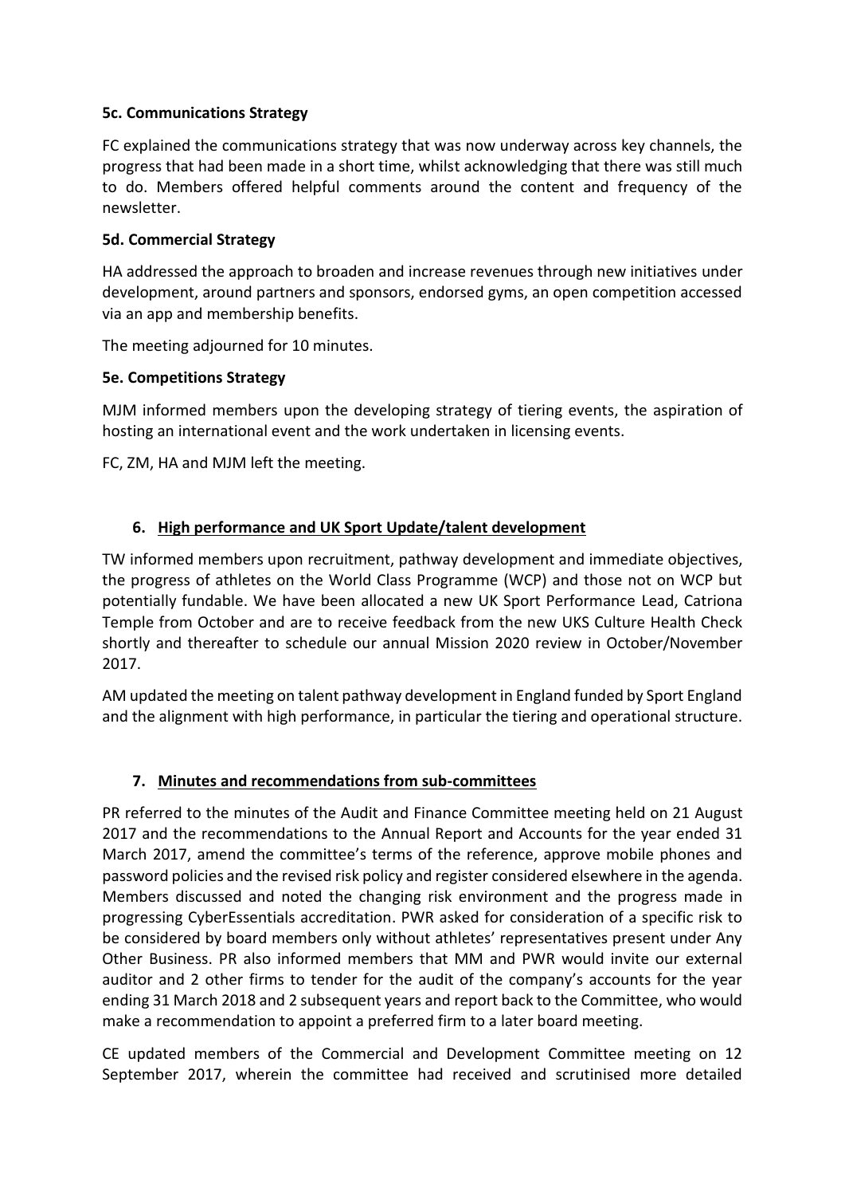**5c. Communications Strategy**

FC explained the communications strategy that was now underway across key channels, the progress that had been made in a short time, whilst acknowledging that there was still much to do. Members offered helpful comments around the content and frequency of the newsletter.

**5d. Commercial Strategy**

HA addressed the approach to broaden and increase revenues through new initiatives under development, around partners and sponsors, endorsed gyms, an open competition accessed via an app and membership benefits.

The meeting adjourned for 10 minutes.

**5e. Competitions Strategy**

MJM informed members upon the developing strategy of tiering events, the aspiration of hosting an international event and the work undertaken in licensing events.

FC, ZM, HA and MJM left the meeting.

**6. <u>High performance and UK Sport Update/talent development</u>**

TW informed members upon recruitment, pathway development and immediate objectives, the progress of athletes on the World Class Programme (WCP) and those not on WCP but potentially fundable. We have been allocated a new UK Sport Performance Lead, Catriona Temple from October and are to receive feedback from the new UKS Culture Health Check shortly and thereafter to schedule our annual Mission 2020 review in October/November 2017.

AM updated the meeting on talent pathway development in England funded by Sport England and the alignment with high performance, in particular the tiering and operational structure.

**7. <u>Minutes and recommendations from sub-committees</u>**

PR referred to the minutes of the Audit and Finance Committee meeting held on 21 August 2017 and the recommendations to the Annual Report and Accounts for the year ended 31 March 2017, amend the committee's terms of the reference, approve mobile phones and password policies and the revised risk policy and register considered elsewhere in the agenda. Members discussed and noted the changing risk environment and the progress made in progressing CyberEssentials accreditation. PWR asked for consideration of a specific risk to be considered by board members only without athletes' representatives present under Any Other Business. PR also informed members that MM and PWR would invite our external auditor and 2 other firms to tender for the audit of the company's accounts for the year ending 31 March 2018 and 2 subsequent years and report back to the Committee, who would make a recommendation to appoint a preferred firm to a later board meeting.

CE updated members of the Commercial and Development Committee meeting on 12 September 2017, wherein the committee had received and scrutinised more detailed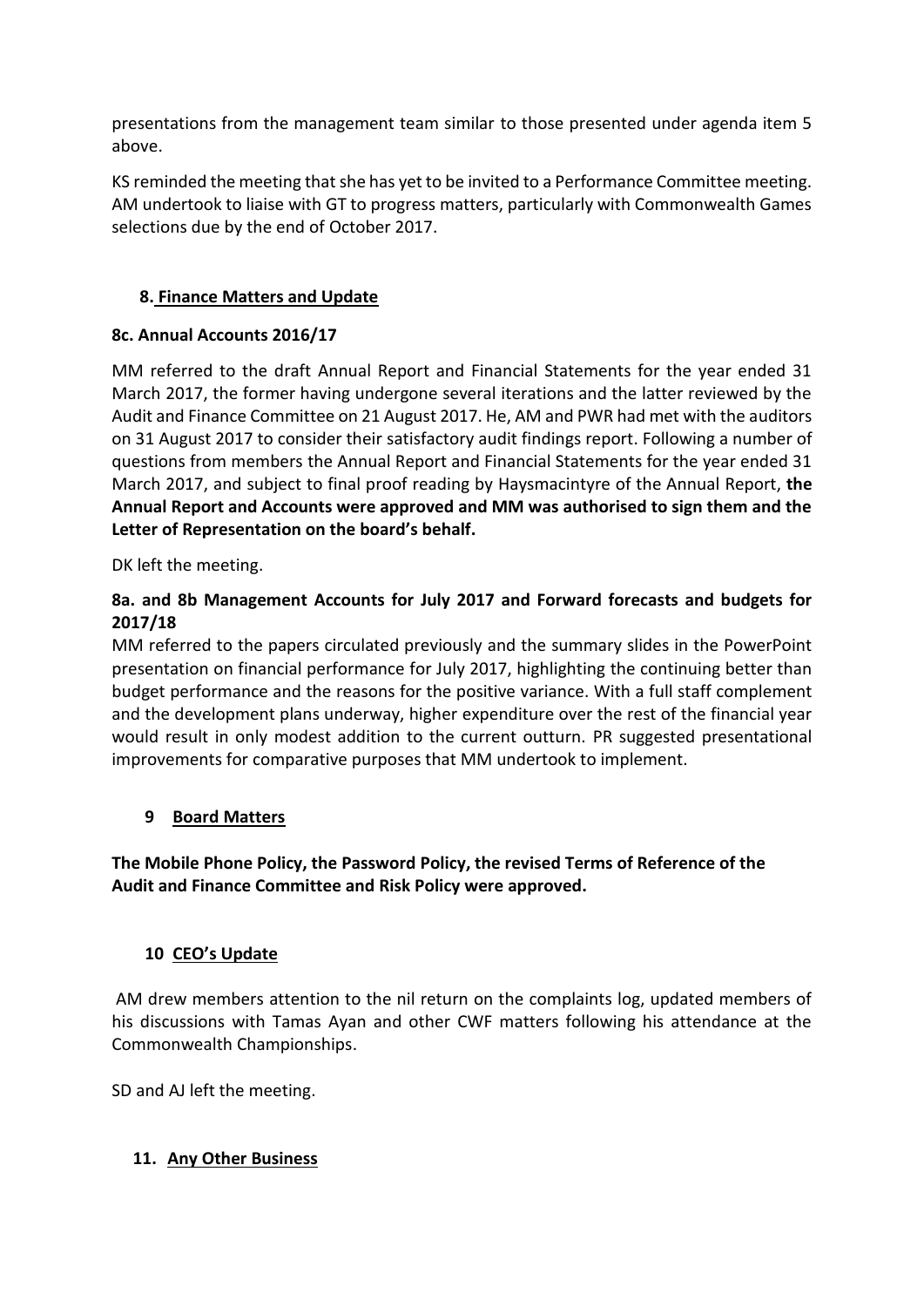presentations from the management team similar to those presented under agenda item 5 above.

KS reminded the meeting that she has yet to be invited to a Performance Committee meeting. AM undertook to liaise with GT to progress matters, particularly with Commonwealth Games selections due by the end of October 2017.

## 8. Finance Matters and Update

### 8c. Annual Accounts 2016/17

MM referred to the draft Annual Report and Financial Statements for the year ended 31 March 2017, the former having undergone several iterations and the latter reviewed by the Audit and Finance Committee on 21 August 2017. He, AM and PWR had met with the auditors on 31 August 2017 to consider their satisfactory audit findings report. Following a number of questions from members the Annual Report and Financial Statements for the year ended 31 March 2017, and subject to final proof reading by Haysmacintyre of the Annual Report, **the Annual Report and Accounts were approved and MM was authorised to sign them and the Letter of Representation on the board's behalf.**

DK left the meeting.

### 8a. and 8b Management Accounts for July 2017 and Forward forecasts and budgets for 2017/18

MM referred to the papers circulated previously and the summary slides in the PowerPoint presentation on financial performance for July 2017, highlighting the continuing better than budget performance and the reasons for the positive variance. With a full staff complement and the development plans underway, higher expenditure over the rest of the financial year would result in only modest addition to the current outturn. PR suggested presentational improvements for comparative purposes that MM undertook to implement.

## 9 Board Matters

**The Mobile Phone Policy, the Password Policy, the revised Terms of Reference of the Audit and Finance Committee and Risk Policy were approved.**

## 10 CEO's Update

AM drew members attention to the nil return on the complaints log, updated members of his discussions with Tamas Ayan and other CWF matters following his attendance at the Commonwealth Championships.

SD and AJ left the meeting.

## 11. Any Other Business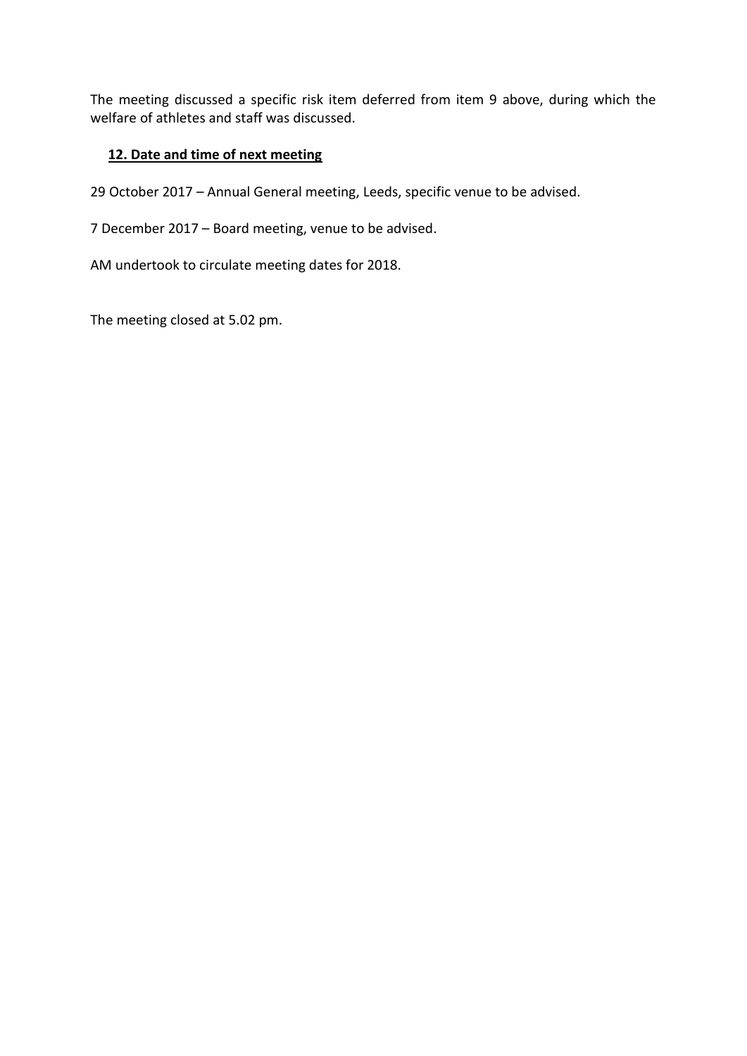The meeting discussed a specific risk item deferred from item 9 above, during which the welfare of athletes and staff was discussed.

## 12. Date and time of next meeting

29 October 2017 – Annual General meeting, Leeds, specific venue to be advised.

7 December 2017 – Board meeting, venue to be advised.

AM undertook to circulate meeting dates for 2018.

The meeting closed at 5.02 pm.